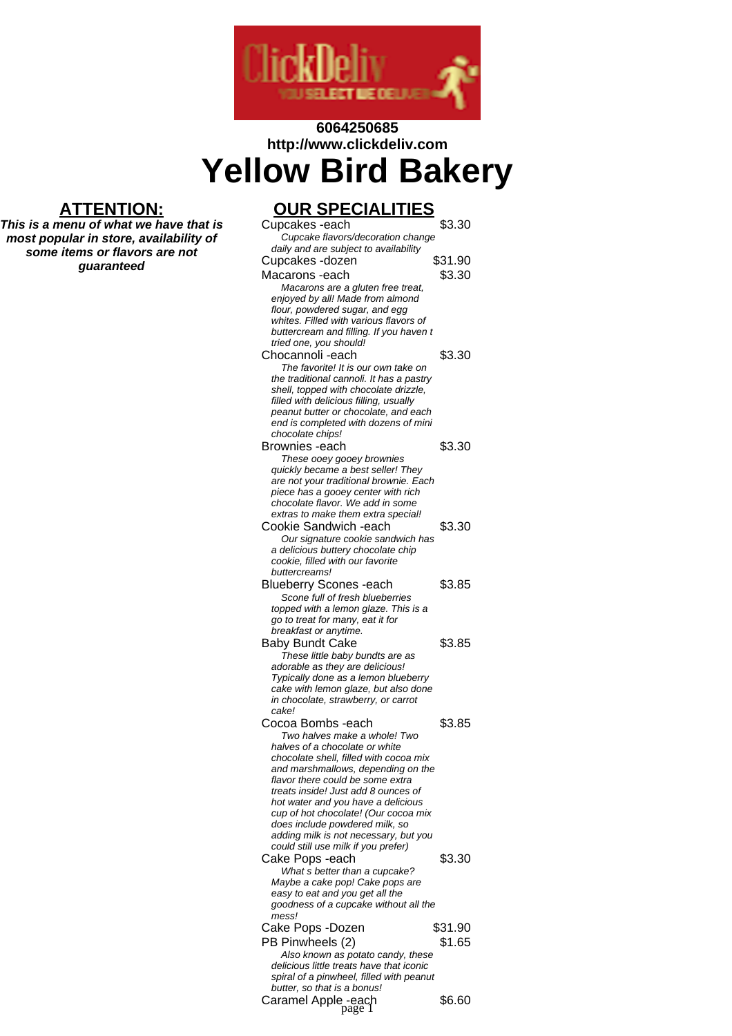**6064250685**
**http://www.clickdeliv.com**

# Yellow Bird Bakery

## ATTENTION:

***This is a menu of what we have that is most popular in store, availability of some items or flavors are not guaranteed***

## OUR SPECIALITIES

Cupcakes -each — $3.30
*Cupcake flavors/decoration change daily and are subject to availability*

Cupcakes -dozen — $31.90

Macarons -each — $3.30
*Macarons are a gluten free treat, enjoyed by all! Made from almond flour, powdered sugar, and egg whites. Filled with various flavors of buttercream and filling. If you haven t tried one, you should!*

Chocannoli -each — $3.30
*The favorite! It is our own take on the traditional cannoli. It has a pastry shell, topped with chocolate drizzle, filled with delicious filling, usually peanut butter or chocolate, and each end is completed with dozens of mini chocolate chips!*

Brownies -each — $3.30
*These ooey gooey brownies quickly became a best seller! They are not your traditional brownie. Each piece has a gooey center with rich chocolate flavor. We add in some extras to make them extra special!*

Cookie Sandwich -each — $3.30
*Our signature cookie sandwich has a delicious buttery chocolate chip cookie, filled with our favorite buttercreams!*

Blueberry Scones -each — $3.85
*Scone full of fresh blueberries topped with a lemon glaze. This is a go to treat for many, eat it for breakfast or anytime.*

Baby Bundt Cake — $3.85
*These little baby bundts are as adorable as they are delicious! Typically done as a lemon blueberry cake with lemon glaze, but also done in chocolate, strawberry, or carrot cake!*

Cocoa Bombs -each — $3.85
*Two halves make a whole! Two halves of a chocolate or white chocolate shell, filled with cocoa mix and marshmallows, depending on the flavor there could be some extra treats inside! Just add 8 ounces of hot water and you have a delicious cup of hot chocolate! (Our cocoa mix does include powdered milk, so adding milk is not necessary, but you could still use milk if you prefer)*

Cake Pops -each — $3.30
*What s better than a cupcake? Maybe a cake pop! Cake pops are easy to eat and you get all the goodness of a cupcake without all the mess!*

Cake Pops -Dozen — $31.90

PB Pinwheels (2) — $1.65
*Also known as potato candy, these delicious little treats have that iconic spiral of a pinwheel, filled with peanut butter, so that is a bonus!*

Caramel Apple -each — $6.60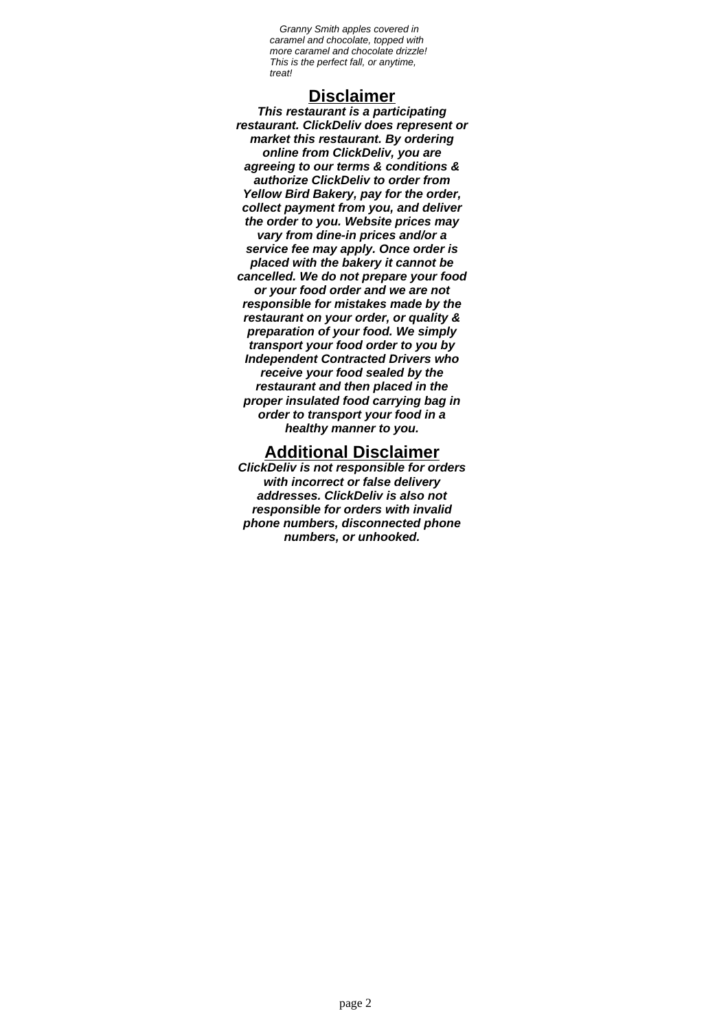*Granny Smith apples covered in caramel and chocolate, topped with more caramel and chocolate drizzle! This is the perfect fall, or anytime, treat!*

## Disclaimer

***This restaurant is a participating restaurant. ClickDeliv does represent or market this restaurant. By ordering online from ClickDeliv, you are agreeing to our terms & conditions & authorize ClickDeliv to order from Yellow Bird Bakery, pay for the order, collect payment from you, and deliver the order to you. Website prices may vary from dine-in prices and/or a service fee may apply. Once order is placed with the bakery it cannot be cancelled. We do not prepare your food or your food order and we are not responsible for mistakes made by the restaurant on your order, or quality & preparation of your food. We simply transport your food order to you by Independent Contracted Drivers who receive your food sealed by the restaurant and then placed in the proper insulated food carrying bag in order to transport your food in a healthy manner to you.***

## Additional Disclaimer

***ClickDeliv is not responsible for orders with incorrect or false delivery addresses. ClickDeliv is also not responsible for orders with invalid phone numbers, disconnected phone numbers, or unhooked.***